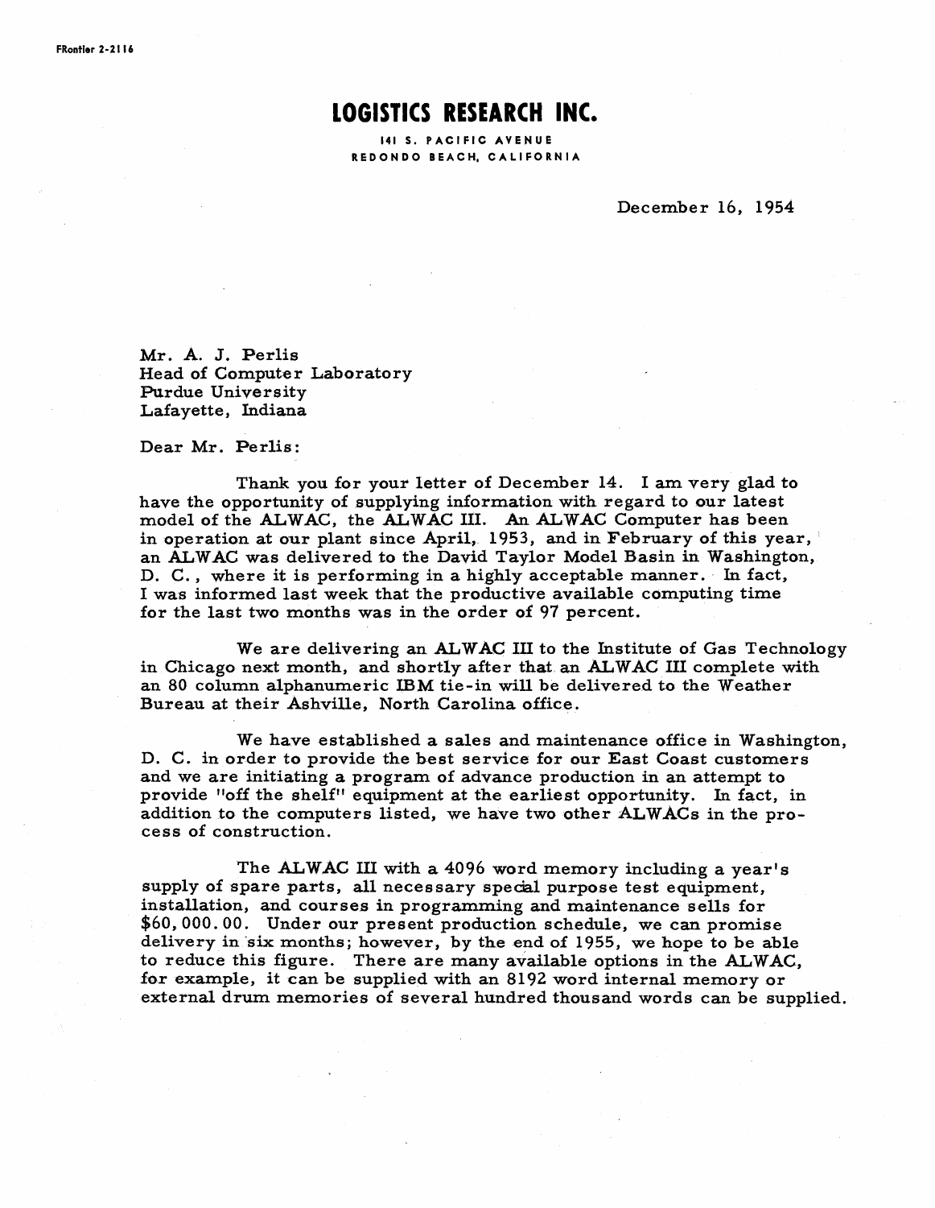FRontier 2-2116

# LOGISTICS RESEARCH INC.

141 S. PACIFIC AVENUE
REDONDO BEACH, CALIFORNIA

December 16, 1954

Mr. A. J. Perlis
Head of Computer Laboratory
Purdue University
Lafayette, Indiana

Dear Mr. Perlis:

Thank you for your letter of December 14. I am very glad to have the opportunity of supplying information with regard to our latest model of the ALWAC, the ALWAC III. An ALWAC Computer has been in operation at our plant since April, 1953, and in February of this year, an ALWAC was delivered to the David Taylor Model Basin in Washington, D. C., where it is performing in a highly acceptable manner. In fact, I was informed last week that the productive available computing time for the last two months was in the order of 97 percent.

We are delivering an ALWAC III to the Institute of Gas Technology in Chicago next month, and shortly after that an ALWAC III complete with an 80 column alphanumeric IBM tie-in will be delivered to the Weather Bureau at their Ashville, North Carolina office.

We have established a sales and maintenance office in Washington, D. C. in order to provide the best service for our East Coast customers and we are initiating a program of advance production in an attempt to provide "off the shelf" equipment at the earliest opportunity. In fact, in addition to the computers listed, we have two other ALWACs in the process of construction.

The ALWAC III with a 4096 word memory including a year's supply of spare parts, all necessary special purpose test equipment, installation, and courses in programming and maintenance sells for $60,000.00. Under our present production schedule, we can promise delivery in six months; however, by the end of 1955, we hope to be able to reduce this figure. There are many available options in the ALWAC, for example, it can be supplied with an 8192 word internal memory or external drum memories of several hundred thousand words can be supplied.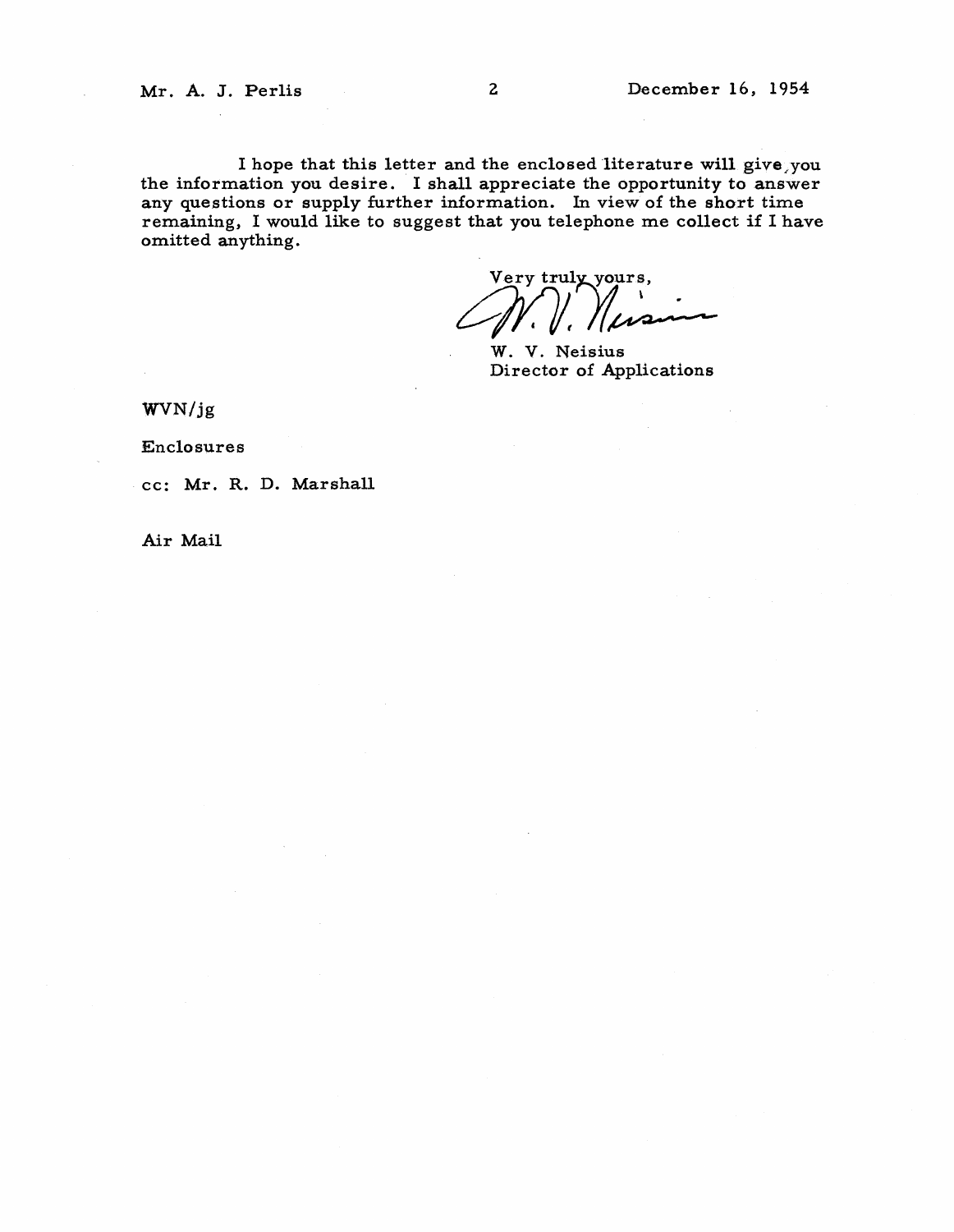I hope that this letter and the enclosed literature will give you the information you desire. I shall appreciate the opportunity to answer any questions or supply further information. In view of the short time remaining, I would like to suggest that you telephone me collect if I have omitted anything.

Very truly yours,

W. V. Neisius
Director of Applications

WVN/jg

Enclosures

cc: Mr. R. D. Marshall

Air Mail